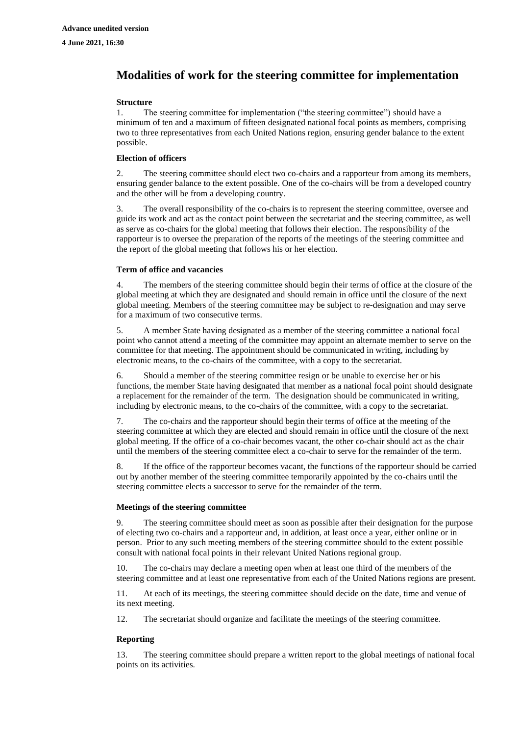**Advance unedited version**

**4 June 2021, 16:30**

# Modalities of work for the steering committee for implementation

### Structure

1. The steering committee for implementation ("the steering committee") should have a minimum of ten and a maximum of fifteen designated national focal points as members, comprising two to three representatives from each United Nations region, ensuring gender balance to the extent possible.

### Election of officers

2. The steering committee should elect two co-chairs and a rapporteur from among its members, ensuring gender balance to the extent possible. One of the co-chairs will be from a developed country and the other will be from a developing country.

3. The overall responsibility of the co-chairs is to represent the steering committee, oversee and guide its work and act as the contact point between the secretariat and the steering committee, as well as serve as co-chairs for the global meeting that follows their election. The responsibility of the rapporteur is to oversee the preparation of the reports of the meetings of the steering committee and the report of the global meeting that follows his or her election.

### Term of office and vacancies

4. The members of the steering committee should begin their terms of office at the closure of the global meeting at which they are designated and should remain in office until the closure of the next global meeting. Members of the steering committee may be subject to re-designation and may serve for a maximum of two consecutive terms.

5. A member State having designated as a member of the steering committee a national focal point who cannot attend a meeting of the committee may appoint an alternate member to serve on the committee for that meeting. The appointment should be communicated in writing, including by electronic means, to the co-chairs of the committee, with a copy to the secretariat.

6. Should a member of the steering committee resign or be unable to exercise her or his functions, the member State having designated that member as a national focal point should designate a replacement for the remainder of the term. The designation should be communicated in writing, including by electronic means, to the co-chairs of the committee, with a copy to the secretariat.

7. The co-chairs and the rapporteur should begin their terms of office at the meeting of the steering committee at which they are elected and should remain in office until the closure of the next global meeting. If the office of a co-chair becomes vacant, the other co-chair should act as the chair until the members of the steering committee elect a co-chair to serve for the remainder of the term.

8. If the office of the rapporteur becomes vacant, the functions of the rapporteur should be carried out by another member of the steering committee temporarily appointed by the co-chairs until the steering committee elects a successor to serve for the remainder of the term.

### Meetings of the steering committee

9. The steering committee should meet as soon as possible after their designation for the purpose of electing two co-chairs and a rapporteur and, in addition, at least once a year, either online or in person. Prior to any such meeting members of the steering committee should to the extent possible consult with national focal points in their relevant United Nations regional group.

10. The co-chairs may declare a meeting open when at least one third of the members of the steering committee and at least one representative from each of the United Nations regions are present.

11. At each of its meetings, the steering committee should decide on the date, time and venue of its next meeting.

12. The secretariat should organize and facilitate the meetings of the steering committee.

### Reporting

13. The steering committee should prepare a written report to the global meetings of national focal points on its activities.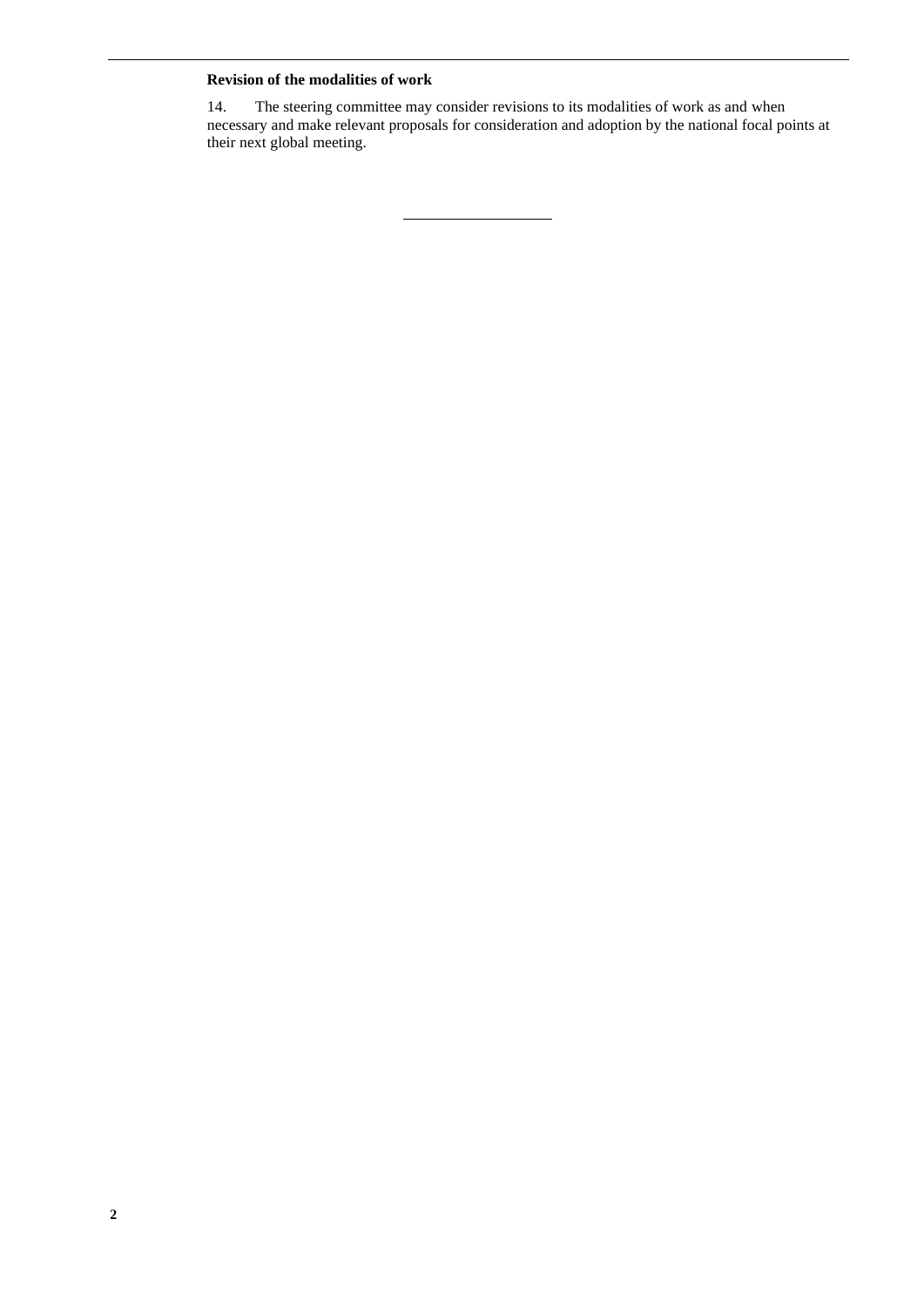**Revision of the modalities of work**

14. The steering committee may consider revisions to its modalities of work as and when necessary and make relevant proposals for consideration and adoption by the national focal points at their next global meeting.